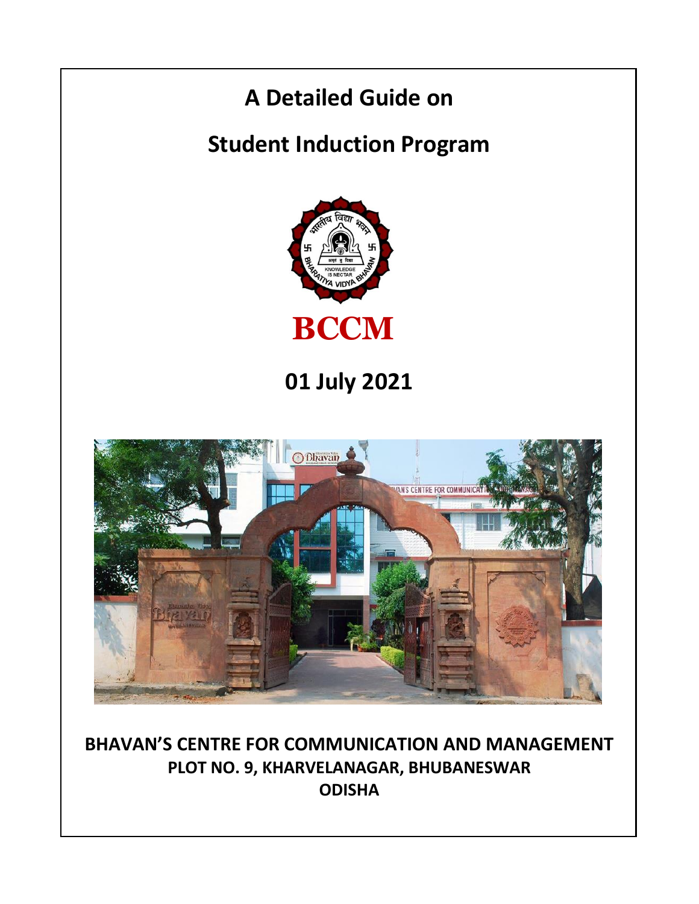# A Detailed Guide on

# Student Induction Program

**BCCM**

## 01 July 2021

**BHAVAN'S CENTRE FOR COMMUNICATION AND MANAGEMENT**
**PLOT NO. 9, KHARVELANAGAR, BHUBANESWAR**
**ODISHA**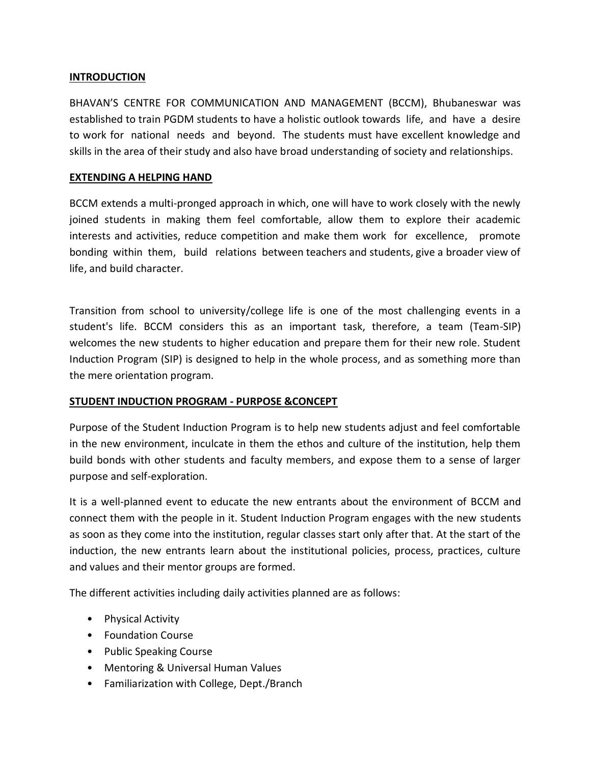## INTRODUCTION

BHAVAN'S CENTRE FOR COMMUNICATION AND MANAGEMENT (BCCM), Bhubaneswar was established to train PGDM students to have a holistic outlook towards life, and have a desire to work for national needs and beyond. The students must have excellent knowledge and skills in the area of their study and also have broad understanding of society and relationships.

## EXTENDING A HELPING HAND

BCCM extends a multi-pronged approach in which, one will have to work closely with the newly joined students in making them feel comfortable, allow them to explore their academic interests and activities, reduce competition and make them work for excellence, promote bonding within them, build relations between teachers and students, give a broader view of life, and build character.

Transition from school to university/college life is one of the most challenging events in a student's life. BCCM considers this as an important task, therefore, a team (Team-SIP) welcomes the new students to higher education and prepare them for their new role. Student Induction Program (SIP) is designed to help in the whole process, and as something more than the mere orientation program.

## STUDENT INDUCTION PROGRAM - PURPOSE &CONCEPT

Purpose of the Student Induction Program is to help new students adjust and feel comfortable in the new environment, inculcate in them the ethos and culture of the institution, help them build bonds with other students and faculty members, and expose them to a sense of larger purpose and self-exploration.

It is a well-planned event to educate the new entrants about the environment of BCCM and connect them with the people in it. Student Induction Program engages with the new students as soon as they come into the institution, regular classes start only after that. At the start of the induction, the new entrants learn about the institutional policies, process, practices, culture and values and their mentor groups are formed.

The different activities including daily activities planned are as follows:

- Physical Activity
- Foundation Course
- Public Speaking Course
- Mentoring & Universal Human Values
- Familiarization with College, Dept./Branch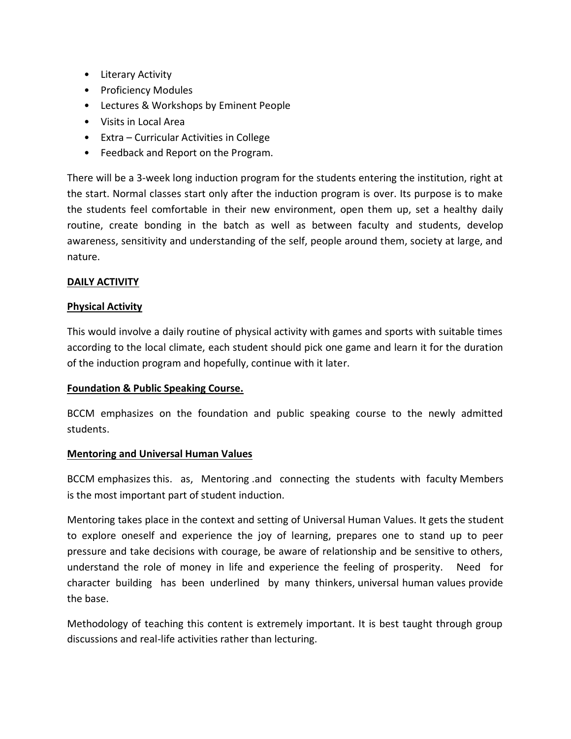- Literary Activity
- Proficiency Modules
- Lectures & Workshops by Eminent People
- Visits in Local Area
- Extra – Curricular Activities in College
- Feedback and Report on the Program.

There will be a 3-week long induction program for the students entering the institution, right at the start. Normal classes start only after the induction program is over. Its purpose is to make the students feel comfortable in their new environment, open them up, set a healthy daily routine, create bonding in the batch as well as between faculty and students, develop awareness, sensitivity and understanding of the self, people around them, society at large, and nature.

**DAILY ACTIVITY**

**Physical Activity**

This would involve a daily routine of physical activity with games and sports with suitable times according to the local climate, each student should pick one game and learn it for the duration of the induction program and hopefully, continue with it later.

**Foundation & Public Speaking Course.**

BCCM emphasizes on the foundation and public speaking course to the newly admitted students.

**Mentoring and Universal Human Values**

BCCM emphasizes this. as, Mentoring .and connecting the students with faculty Members is the most important part of student induction.

Mentoring takes place in the context and setting of Universal Human Values. It gets the student to explore oneself and experience the joy of learning, prepares one to stand up to peer pressure and take decisions with courage, be aware of relationship and be sensitive to others, understand the role of money in life and experience the feeling of prosperity. Need for character building has been underlined by many thinkers, universal human values provide the base.

Methodology of teaching this content is extremely important. It is best taught through group discussions and real-life activities rather than lecturing.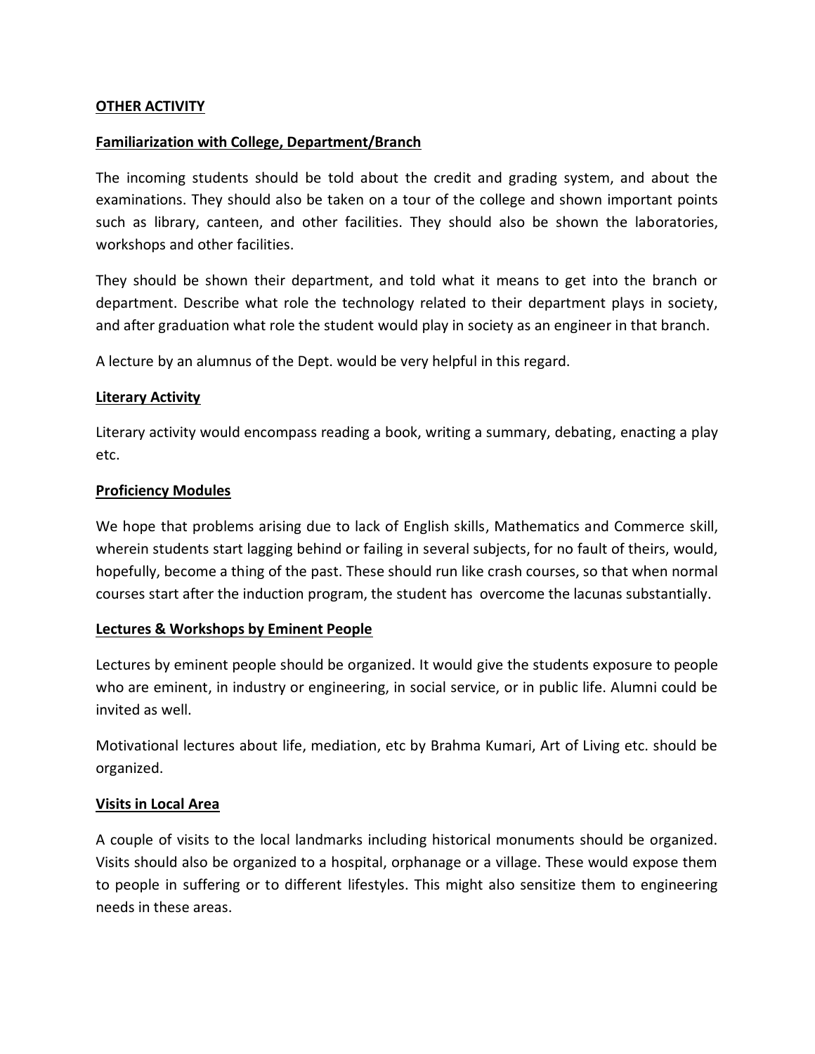**OTHER ACTIVITY**

**Familiarization with College, Department/Branch**

The incoming students should be told about the credit and grading system, and about the examinations. They should also be taken on a tour of the college and shown important points such as library, canteen, and other facilities. They should also be shown the laboratories, workshops and other facilities.

They should be shown their department, and told what it means to get into the branch or department. Describe what role the technology related to their department plays in society, and after graduation what role the student would play in society as an engineer in that branch.

A lecture by an alumnus of the Dept. would be very helpful in this regard.

**Literary Activity**

Literary activity would encompass reading a book, writing a summary, debating, enacting a play etc.

**Proficiency Modules**

We hope that problems arising due to lack of English skills, Mathematics and Commerce skill, wherein students start lagging behind or failing in several subjects, for no fault of theirs, would, hopefully, become a thing of the past. These should run like crash courses, so that when normal courses start after the induction program, the student has overcome the lacunas substantially.

**Lectures & Workshops by Eminent People**

Lectures by eminent people should be organized. It would give the students exposure to people who are eminent, in industry or engineering, in social service, or in public life. Alumni could be invited as well.

Motivational lectures about life, mediation, etc by Brahma Kumari, Art of Living etc. should be organized.

**Visits in Local Area**

A couple of visits to the local landmarks including historical monuments should be organized. Visits should also be organized to a hospital, orphanage or a village. These would expose them to people in suffering or to different lifestyles. This might also sensitize them to engineering needs in these areas.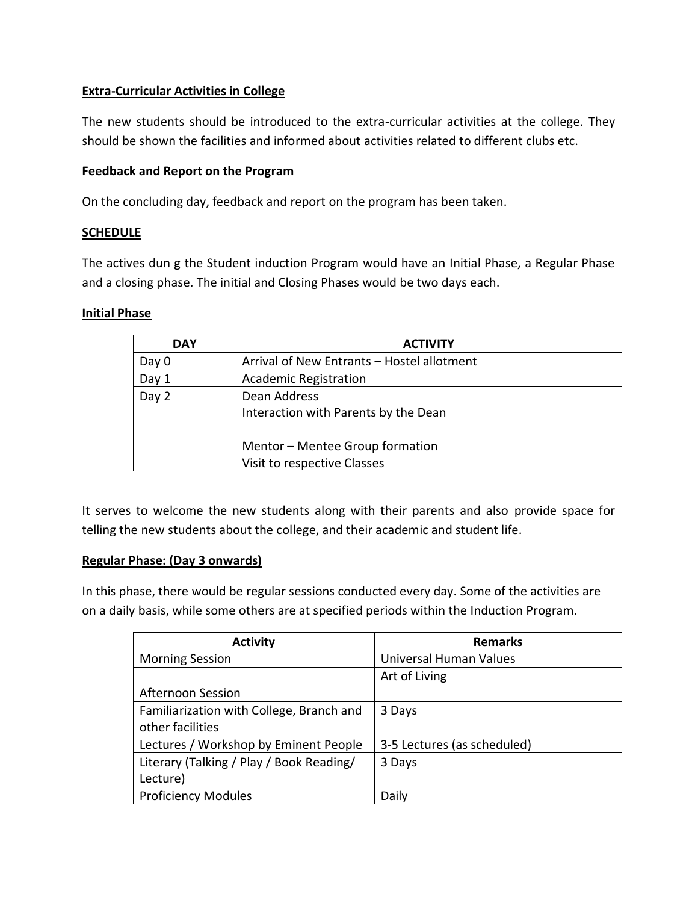**Extra-Curricular Activities in College**

The new students should be introduced to the extra-curricular activities at the college. They should be shown the facilities and informed about activities related to different clubs etc.

**Feedback and Report on the Program**

On the concluding day, feedback and report on the program has been taken.

**SCHEDULE**

The actives dun g the Student induction Program would have an Initial Phase, a Regular Phase and a closing phase. The initial and Closing Phases would be two days each.

**Initial Phase**

| DAY | ACTIVITY |
|---|---|
| Day 0 | Arrival of New Entrants – Hostel allotment |
| Day 1 | Academic Registration |
| Day 2 | Dean Address<br>Interaction with Parents by the Dean<br><br>Mentor – Mentee Group formation<br>Visit to respective Classes |

It serves to welcome the new students along with their parents and also provide space for telling the new students about the college, and their academic and student life.

**Regular Phase: (Day 3 onwards)**

In this phase, there would be regular sessions conducted every day. Some of the activities are on a daily basis, while some others are at specified periods within the Induction Program.

| Activity | Remarks |
|---|---|
| Morning Session | Universal Human Values |
| | Art of Living |
| Afternoon Session | |
| Familiarization with College, Branch and other facilities | 3 Days |
| Lectures / Workshop by Eminent People | 3-5 Lectures (as scheduled) |
| Literary (Talking / Play / Book Reading/ Lecture) | 3 Days |
| Proficiency Modules | Daily |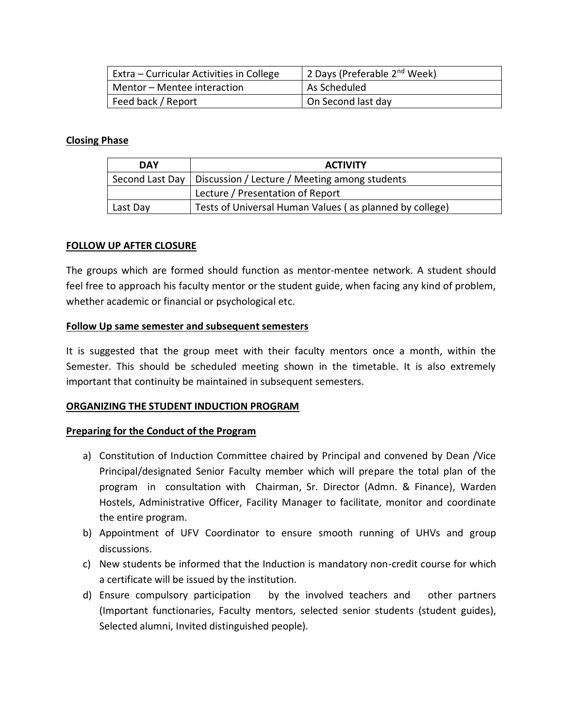| Extra – Curricular Activities in College | 2 Days (Preferable 2nd Week) |
| --- | --- |
| Mentor – Mentee interaction | As Scheduled |
| Feed back / Report | On Second last day |

**Closing Phase**

| DAY | ACTIVITY |
| --- | --- |
| Second Last Day | Discussion / Lecture / Meeting among students |
| | Lecture / Presentation of Report |
| Last Day | Tests of Universal Human Values ( as planned by college) |

**FOLLOW UP AFTER CLOSURE**

The groups which are formed should function as mentor-mentee network. A student should feel free to approach his faculty mentor or the student guide, when facing any kind of problem, whether academic or financial or psychological etc.

**Follow Up same semester and subsequent semesters**

It is suggested that the group meet with their faculty mentors once a month, within the Semester. This should be scheduled meeting shown in the timetable. It is also extremely important that continuity be maintained in subsequent semesters.

**ORGANIZING THE STUDENT INDUCTION PROGRAM**

**Preparing for the Conduct of the Program**

a) Constitution of Induction Committee chaired by Principal and convened by Dean /Vice Principal/designated Senior Faculty member which will prepare the total plan of the program in consultation with Chairman, Sr. Director (Admn. & Finance), Warden Hostels, Administrative Officer, Facility Manager to facilitate, monitor and coordinate the entire program.
b) Appointment of UFV Coordinator to ensure smooth running of UHVs and group discussions.
c) New students be informed that the Induction is mandatory non-credit course for which a certificate will be issued by the institution.
d) Ensure compulsory participation by the involved teachers and other partners (Important functionaries, Faculty mentors, selected senior students (student guides), Selected alumni, Invited distinguished people).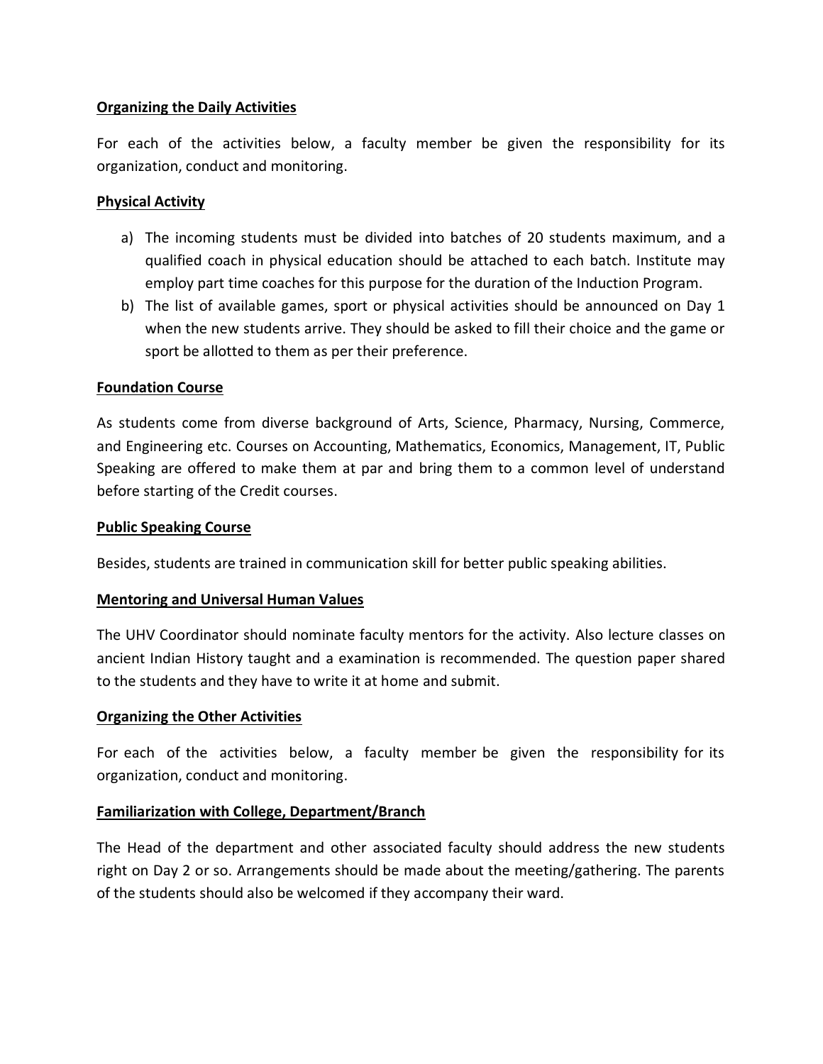**Organizing the Daily Activities**

For each of the activities below, a faculty member be given the responsibility for its organization, conduct and monitoring.

**Physical Activity**

a) The incoming students must be divided into batches of 20 students maximum, and a qualified coach in physical education should be attached to each batch. Institute may employ part time coaches for this purpose for the duration of the Induction Program.
b) The list of available games, sport or physical activities should be announced on Day 1 when the new students arrive. They should be asked to fill their choice and the game or sport be allotted to them as per their preference.

**Foundation Course**

As students come from diverse background of Arts, Science, Pharmacy, Nursing, Commerce, and Engineering etc. Courses on Accounting, Mathematics, Economics, Management, IT, Public Speaking are offered to make them at par and bring them to a common level of understand before starting of the Credit courses.

**Public Speaking Course**

Besides, students are trained in communication skill for better public speaking abilities.

**Mentoring and Universal Human Values**

The UHV Coordinator should nominate faculty mentors for the activity. Also lecture classes on ancient Indian History taught and a examination is recommended. The question paper shared to the students and they have to write it at home and submit.

**Organizing the Other Activities**

For each of the activities below, a faculty member be given the responsibility for its organization, conduct and monitoring.

**Familiarization with College, Department/Branch**

The Head of the department and other associated faculty should address the new students right on Day 2 or so. Arrangements should be made about the meeting/gathering. The parents of the students should also be welcomed if they accompany their ward.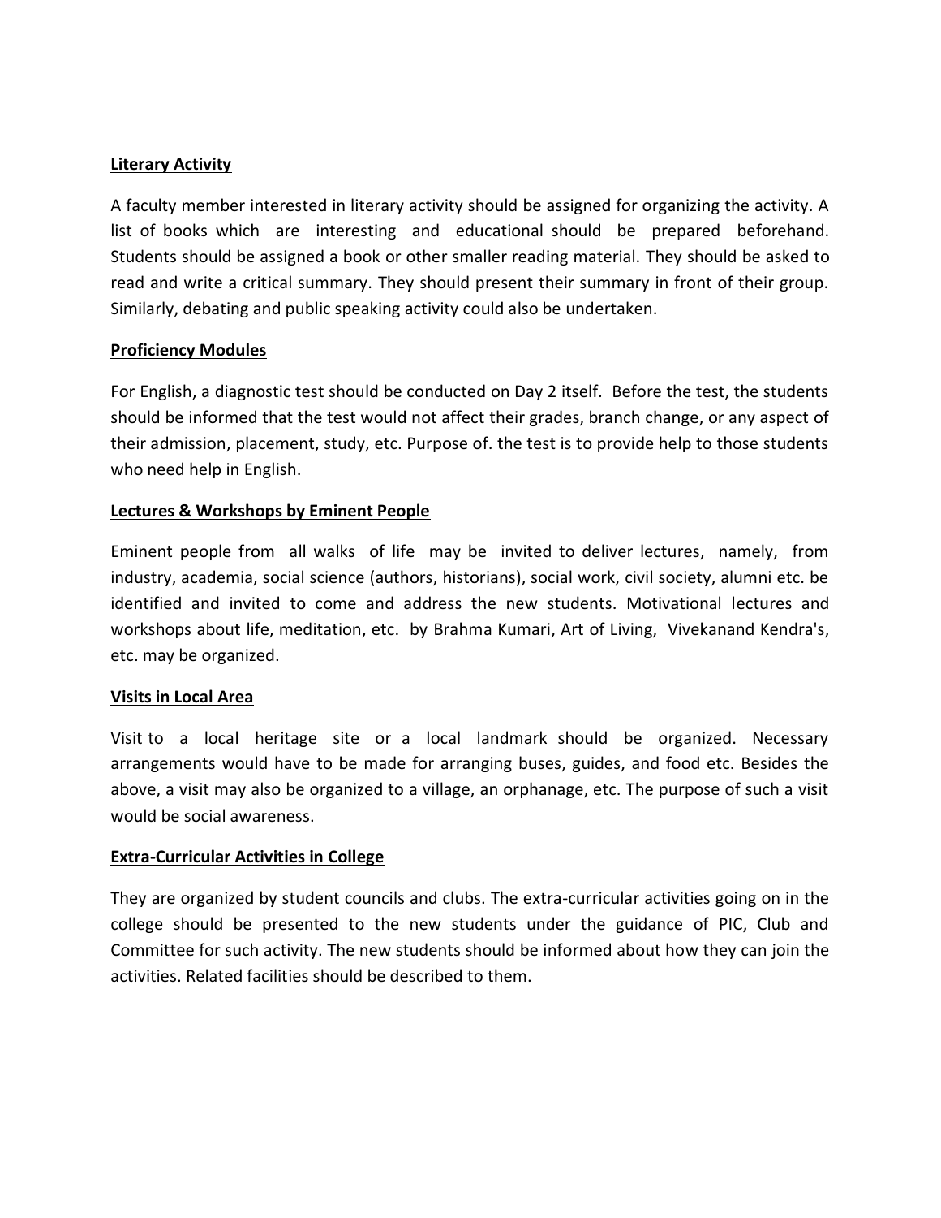**Literary Activity**

A faculty member interested in literary activity should be assigned for organizing the activity. A list of books which are interesting and educational should be prepared beforehand. Students should be assigned a book or other smaller reading material. They should be asked to read and write a critical summary. They should present their summary in front of their group. Similarly, debating and public speaking activity could also be undertaken.

**Proficiency Modules**

For English, a diagnostic test should be conducted on Day 2 itself. Before the test, the students should be informed that the test would not affect their grades, branch change, or any aspect of their admission, placement, study, etc. Purpose of. the test is to provide help to those students who need help in English.

**Lectures & Workshops by Eminent People**

Eminent people from all walks of life may be invited to deliver lectures, namely, from industry, academia, social science (authors, historians), social work, civil society, alumni etc. be identified and invited to come and address the new students. Motivational lectures and workshops about life, meditation, etc. by Brahma Kumari, Art of Living, Vivekanand Kendra's, etc. may be organized.

**Visits in Local Area**

Visit to a local heritage site or a local landmark should be organized. Necessary arrangements would have to be made for arranging buses, guides, and food etc. Besides the above, a visit may also be organized to a village, an orphanage, etc. The purpose of such a visit would be social awareness.

**Extra-Curricular Activities in College**

They are organized by student councils and clubs. The extra-curricular activities going on in the college should be presented to the new students under the guidance of PIC, Club and Committee for such activity. The new students should be informed about how they can join the activities. Related facilities should be described to them.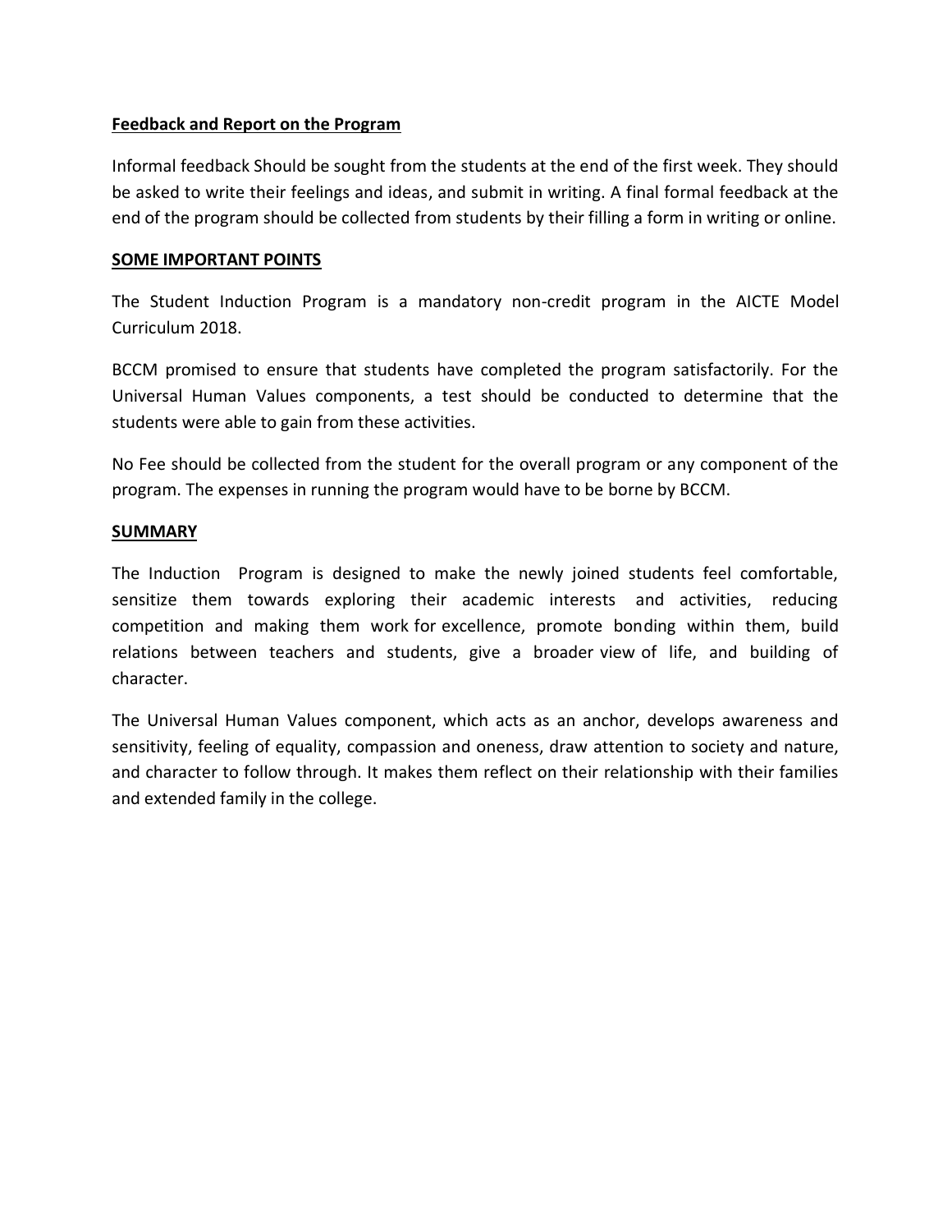**Feedback and Report on the Program**

Informal feedback Should be sought from the students at the end of the first week. They should be asked to write their feelings and ideas, and submit in writing. A final formal feedback at the end of the program should be collected from students by their filling a form in writing or online.

**SOME IMPORTANT POINTS**

The Student Induction Program is a mandatory non-credit program in the AICTE Model Curriculum 2018.

BCCM promised to ensure that students have completed the program satisfactorily. For the Universal Human Values components, a test should be conducted to determine that the students were able to gain from these activities.

No Fee should be collected from the student for the overall program or any component of the program. The expenses in running the program would have to be borne by BCCM.

**SUMMARY**

The Induction Program is designed to make the newly joined students feel comfortable, sensitize them towards exploring their academic interests and activities, reducing competition and making them work for excellence, promote bonding within them, build relations between teachers and students, give a broader view of life, and building of character.

The Universal Human Values component, which acts as an anchor, develops awareness and sensitivity, feeling of equality, compassion and oneness, draw attention to society and nature, and character to follow through. It makes them reflect on their relationship with their families and extended family in the college.